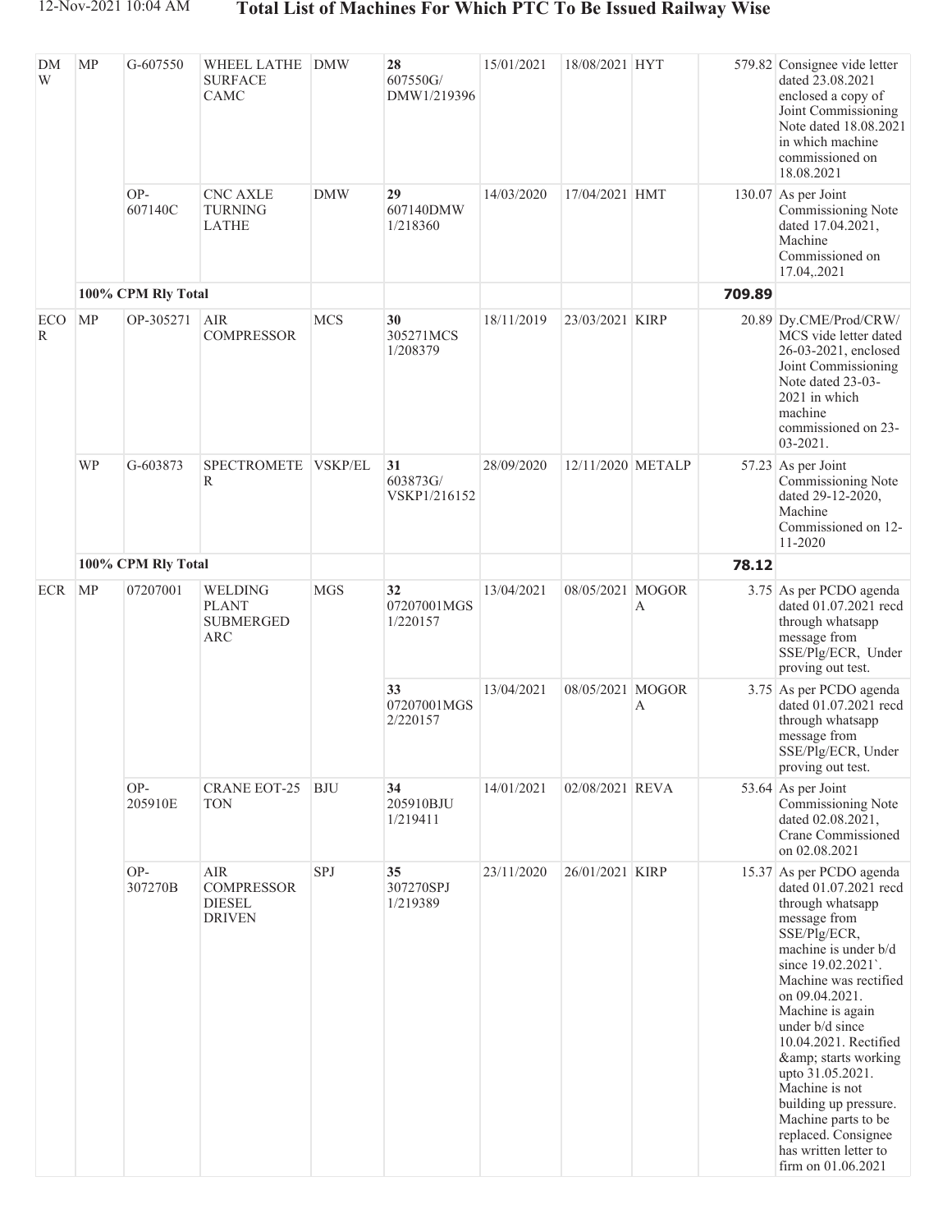# Total List of Machines For Which PTC To Be Issued Railway Wise

| | | | | | | | | | | |
|---|---|---|---|---|---|---|---|---|---|---|
| DMW | MP | G-607550 | WHEEL LATHE SURFACE CAMC | DMW | **28** 607550G/ DMW1/219396 | 15/01/2021 | 18/08/2021 | HYT | 579.82 | Consignee vide letter dated 23.08.2021 enclosed a copy of Joint Commissioning Note dated 18.08.2021 in which machine commissioned on 18.08.2021 |
| | | OP-607140C | CNC AXLE TURNING LATHE | DMW | **29** 607140DMW 1/218360 | 14/03/2020 | 17/04/2021 | HMT | 130.07 | As per Joint Commissioning Note dated 17.04.2021, Machine Commissioned on 17.04,.2021 |
| | **100% CPM Rly Total** | | | | | | | | **709.89** | |
| ECOR | MP | OP-305271 | AIR COMPRESSOR | MCS | **30** 305271MCS 1/208379 | 18/11/2019 | 23/03/2021 | KIRP | 20.89 | Dy.CME/Prod/CRW/ MCS vide letter dated 26-03-2021, enclosed Joint Commissioning Note dated 23-03-2021 in which machine commissioned on 23-03-2021. |
| | WP | G-603873 | SPECTROMETER | VSKP/EL | **31** 603873G/ VSKP1/216152 | 28/09/2020 | 12/11/2020 | METALP | 57.23 | As per Joint Commissioning Note dated 29-12-2020, Machine Commissioned on 12-11-2020 |
| | **100% CPM Rly Total** | | | | | | | | **78.12** | |
| ECR | MP | 07207001 | WELDING PLANT SUBMERGED ARC | MGS | **32** 07207001MGS 1/220157 | 13/04/2021 | 08/05/2021 | MOGORA | 3.75 | As per PCDO agenda dated 01.07.2021 recd through whatsapp message from SSE/Plg/ECR, Under proving out test. |
| | | | | | **33** 07207001MGS 2/220157 | 13/04/2021 | 08/05/2021 | MOGORA | 3.75 | As per PCDO agenda dated 01.07.2021 recd through whatsapp message from SSE/Plg/ECR, Under proving out test. |
| | | OP-205910E | CRANE EOT-25 TON | BJU | **34** 205910BJU 1/219411 | 14/01/2021 | 02/08/2021 | REVA | 53.64 | As per Joint Commissioning Note dated 02.08.2021, Crane Commissioned on 02.08.2021 |
| | | OP-307270B | AIR COMPRESSOR DIESEL DRIVEN | SPJ | **35** 307270SPJ 1/219389 | 23/11/2020 | 26/01/2021 | KIRP | 15.37 | As per PCDO agenda dated 01.07.2021 recd through whatsapp message from SSE/Plg/ECR, machine is under b/d since 19.02.2021`. Machine was rectified on 09.04.2021. Machine is again under b/d since 10.04.2021. Rectified &amp; starts working upto 31.05.2021. Machine is not building up pressure. Machine parts to be replaced. Consignee has written letter to firm on 01.06.2021 |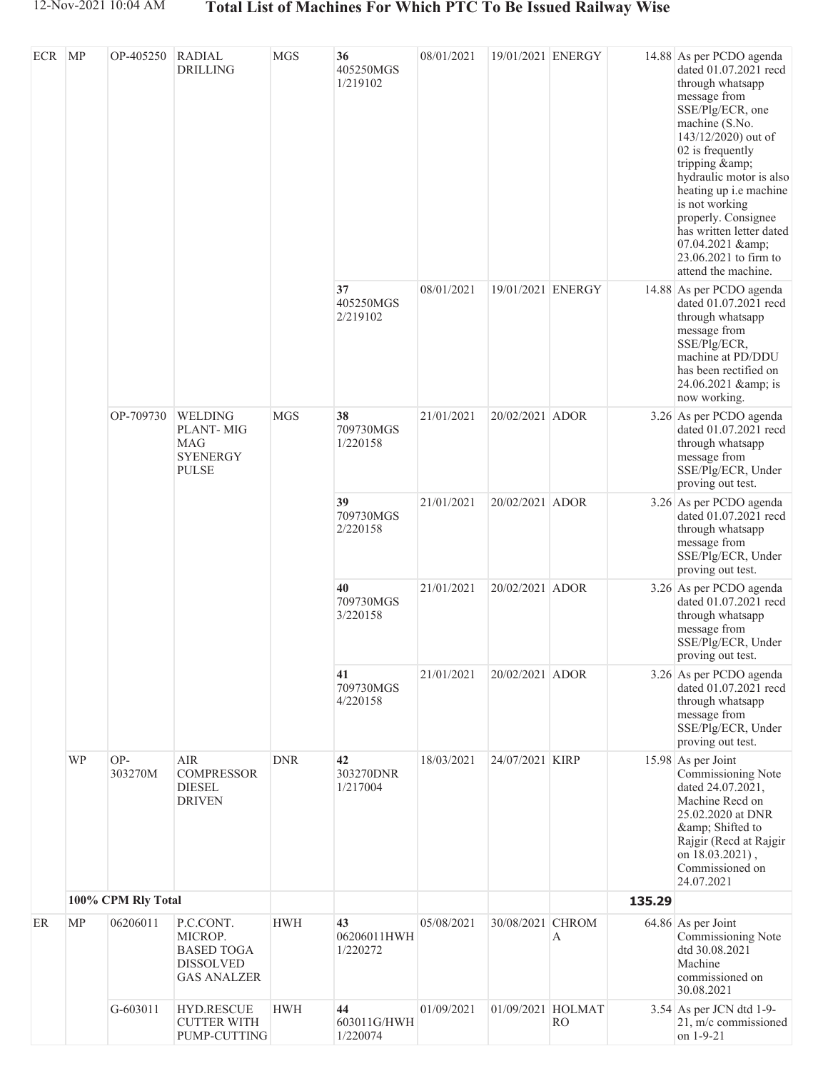| | | | | | | | | | | |
|---|---|---|---|---|---|---|---|---|---|---|
| ECR | MP | OP-405250 | RADIAL DRILLING | MGS | **36** 405250MGS 1/219102 | 08/01/2021 | 19/01/2021 | ENERGY | 14.88 | As per PCDO agenda dated 01.07.2021 recd through whatsapp message from SSE/Plg/ECR, one machine (S.No. 143/12/2020) out of 02 is frequently tripping &amp; hydraulic motor is also heating up i.e machine is not working properly. Consignee has written letter dated 07.04.2021 &amp; 23.06.2021 to firm to attend the machine. |
| | | | | | **37** 405250MGS 2/219102 | 08/01/2021 | 19/01/2021 | ENERGY | 14.88 | As per PCDO agenda dated 01.07.2021 recd through whatsapp message from SSE/Plg/ECR, machine at PD/DDU has been rectified on 24.06.2021 &amp; is now working. |
| | | OP-709730 | WELDING PLANT- MIG MAG SYENERGY PULSE | MGS | **38** 709730MGS 1/220158 | 21/01/2021 | 20/02/2021 | ADOR | 3.26 | As per PCDO agenda dated 01.07.2021 recd through whatsapp message from SSE/Plg/ECR, Under proving out test. |
| | | | | | **39** 709730MGS 2/220158 | 21/01/2021 | 20/02/2021 | ADOR | 3.26 | As per PCDO agenda dated 01.07.2021 recd through whatsapp message from SSE/Plg/ECR, Under proving out test. |
| | | | | | **40** 709730MGS 3/220158 | 21/01/2021 | 20/02/2021 | ADOR | 3.26 | As per PCDO agenda dated 01.07.2021 recd through whatsapp message from SSE/Plg/ECR, Under proving out test. |
| | | | | | **41** 709730MGS 4/220158 | 21/01/2021 | 20/02/2021 | ADOR | 3.26 | As per PCDO agenda dated 01.07.2021 recd through whatsapp message from SSE/Plg/ECR, Under proving out test. |
| | WP | OP-303270M | AIR COMPRESSOR DIESEL DRIVEN | DNR | **42** 303270DNR 1/217004 | 18/03/2021 | 24/07/2021 | KIRP | 15.98 | As per Joint Commissioning Note dated 24.07.2021, Machine Recd on 25.02.2020 at DNR &amp; Shifted to Rajgir (Recd at Rajgir on 18.03.2021) , Commissioned on 24.07.2021 |
| | **100% CPM Rly Total** | | | | | | | | **135.29** | |
| ER | MP | 06206011 | P.C.CONT. MICROP. BASED TOGA DISSOLVED GAS ANALZER | HWH | **43** 06206011HWH 1/220272 | 05/08/2021 | 30/08/2021 | CHROMA | 64.86 | As per Joint Commissioning Note dtd 30.08.2021 Machine commissioned on 30.08.2021 |
| | | G-603011 | HYD.RESCUE CUTTER WITH PUMP-CUTTING | HWH | **44** 603011G/HWH 1/220074 | 01/09/2021 | 01/09/2021 | HOLMATRO | 3.54 | As per JCN dtd 1-9-21, m/c commissioned on 1-9-21 |